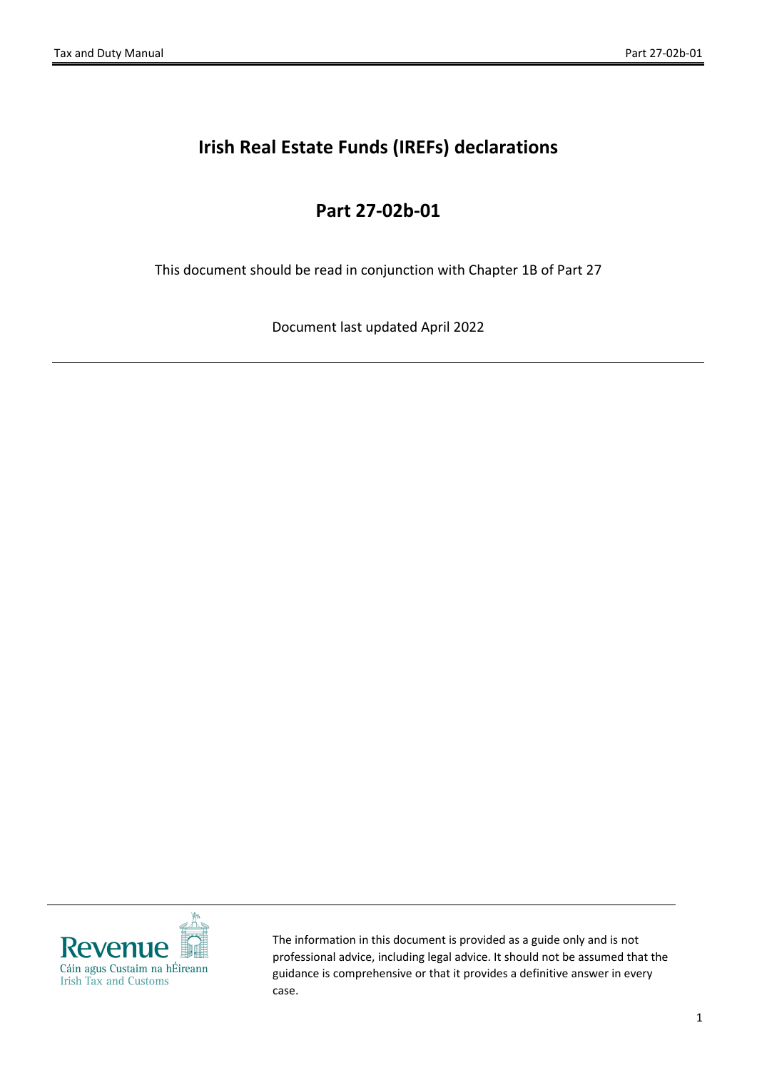# Irish Real Estate Funds (IREFs) declarations

## Part 27-02b-01

This document should be read in conjunction with Chapter 1B of Part 27

Document last updated April 2022

---

The information in this document is provided as a guide only and is not professional advice, including legal advice. It should not be assumed that the guidance is comprehensive or that it provides a definitive answer in every case.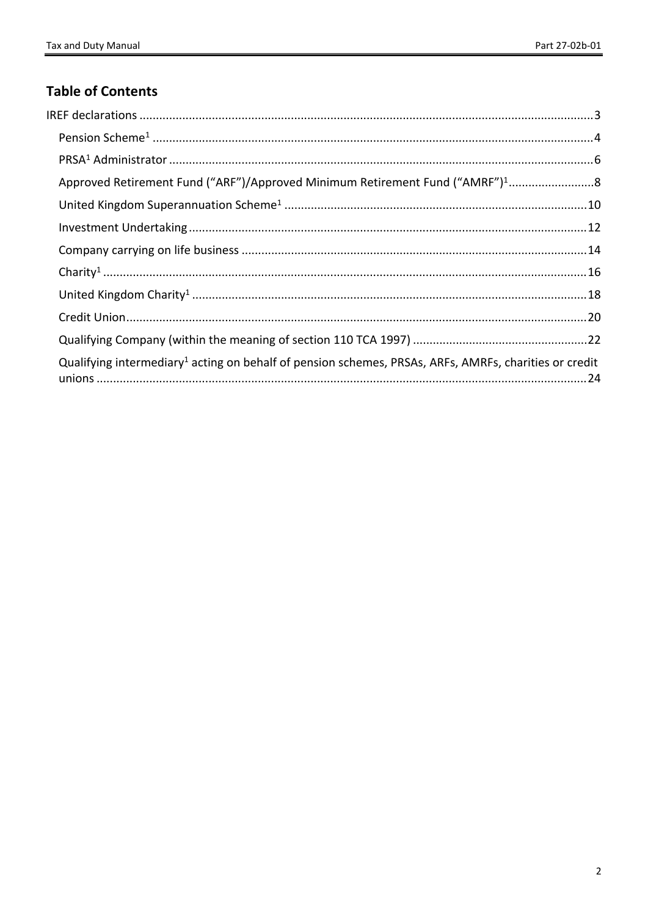## Table of Contents

IREF declarations ........................................................................ 3

- Pension Scheme[1] ........................................................................ 4
- PRSA[1] Administrator ........................................................................ 6
- Approved Retirement Fund (“ARF”)/Approved Minimum Retirement Fund (“AMRF”)[1] .......................... 8
- United Kingdom Superannuation Scheme[1] ........................................................................ 10
- Investment Undertaking ........................................................................ 12
- Company carrying on life business ........................................................................ 14
- Charity[1] ........................................................................ 16
- United Kingdom Charity[1] ........................................................................ 18
- Credit Union ........................................................................ 20
- Qualifying Company (within the meaning of section 110 TCA 1997) ..................................................... 22
- Qualifying intermediary[1] acting on behalf of pension schemes, PRSAs, ARFs, AMRFs, charities or credit unions ........................................................................ 24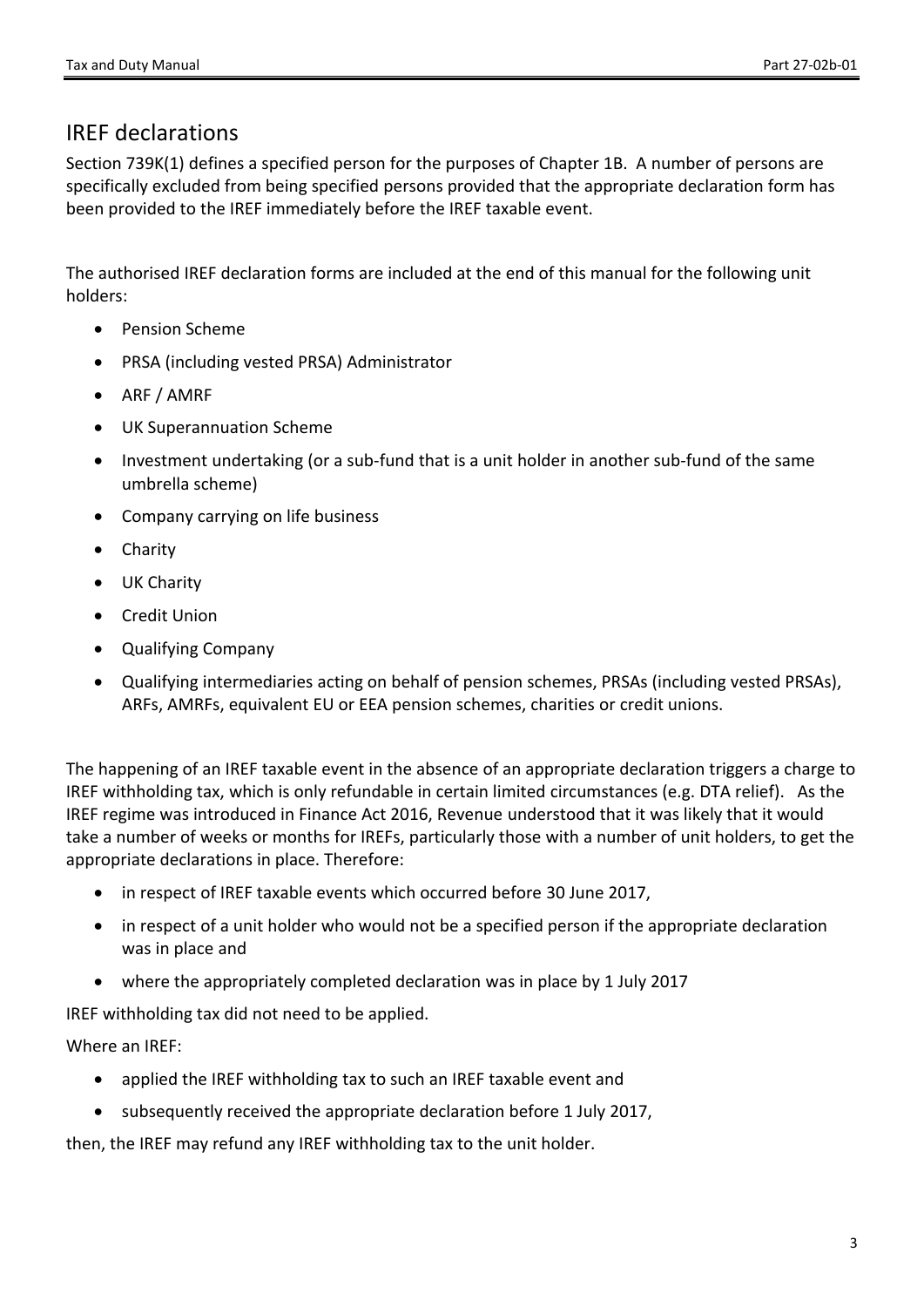## IREF declarations

Section 739K(1) defines a specified person for the purposes of Chapter 1B. A number of persons are specifically excluded from being specified persons provided that the appropriate declaration form has been provided to the IREF immediately before the IREF taxable event.

The authorised IREF declaration forms are included at the end of this manual for the following unit holders:

- Pension Scheme
- PRSA (including vested PRSA) Administrator
- ARF / AMRF
- UK Superannuation Scheme
- Investment undertaking (or a sub-fund that is a unit holder in another sub-fund of the same umbrella scheme)
- Company carrying on life business
- Charity
- UK Charity
- Credit Union
- Qualifying Company
- Qualifying intermediaries acting on behalf of pension schemes, PRSAs (including vested PRSAs), ARFs, AMRFs, equivalent EU or EEA pension schemes, charities or credit unions.

The happening of an IREF taxable event in the absence of an appropriate declaration triggers a charge to IREF withholding tax, which is only refundable in certain limited circumstances (e.g. DTA relief). As the IREF regime was introduced in Finance Act 2016, Revenue understood that it was likely that it would take a number of weeks or months for IREFs, particularly those with a number of unit holders, to get the appropriate declarations in place. Therefore:

- in respect of IREF taxable events which occurred before 30 June 2017,
- in respect of a unit holder who would not be a specified person if the appropriate declaration was in place and
- where the appropriately completed declaration was in place by 1 July 2017

IREF withholding tax did not need to be applied.

Where an IREF:

- applied the IREF withholding tax to such an IREF taxable event and
- subsequently received the appropriate declaration before 1 July 2017,

then, the IREF may refund any IREF withholding tax to the unit holder.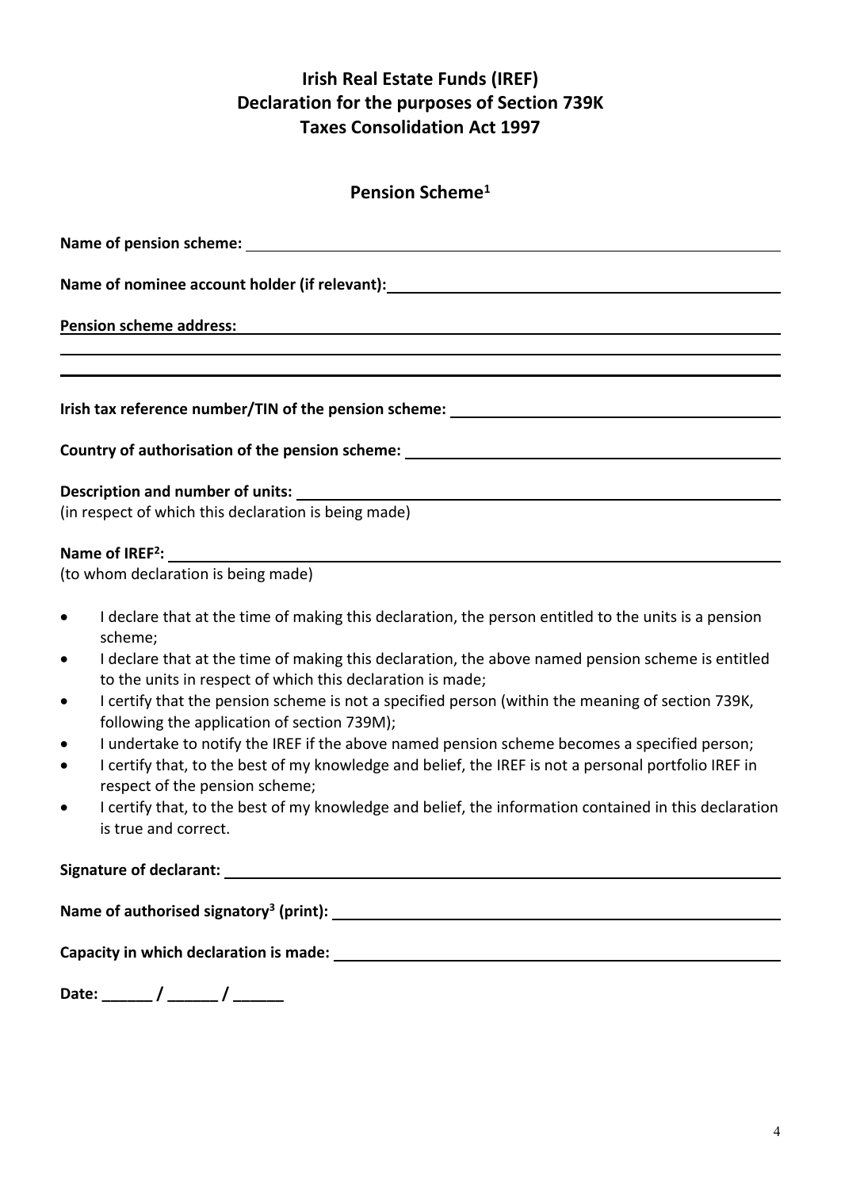# Irish Real Estate Funds (IREF)
# Declaration for the purposes of Section 739K
# Taxes Consolidation Act 1997

## Pension Scheme[1]

**Name of pension scheme:** ______________________________

**Name of nominee account holder (if relevant):** ______________________________

**Pension scheme address:** ______________________________

______________________________

______________________________

**Irish tax reference number/TIN of the pension scheme:** ______________________________

**Country of authorisation of the pension scheme:** ______________________________

**Description and number of units:** ______________________________
(in respect of which this declaration is being made)

**Name of IREF[2]:** ______________________________
(to whom declaration is being made)

- I declare that at the time of making this declaration, the person entitled to the units is a pension scheme;
- I declare that at the time of making this declaration, the above named pension scheme is entitled to the units in respect of which this declaration is made;
- I certify that the pension scheme is not a specified person (within the meaning of section 739K, following the application of section 739M);
- I undertake to notify the IREF if the above named pension scheme becomes a specified person;
- I certify that, to the best of my knowledge and belief, the IREF is not a personal portfolio IREF in respect of the pension scheme;
- I certify that, to the best of my knowledge and belief, the information contained in this declaration is true and correct.

**Signature of declarant:** ______________________________

**Name of authorised signatory[3] (print):** ______________________________

**Capacity in which declaration is made:** ______________________________

**Date:** ______ / ______ / ______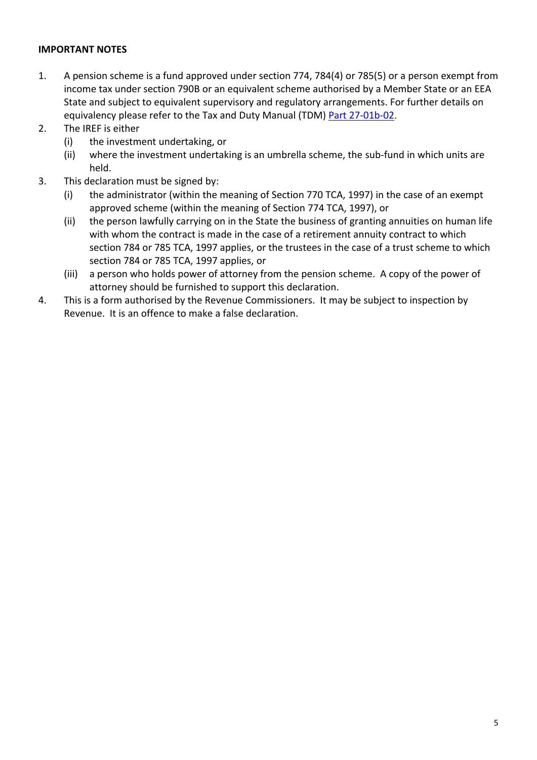**IMPORTANT NOTES**

1. A pension scheme is a fund approved under section 774, 784(4) or 785(5) or a person exempt from income tax under section 790B or an equivalent scheme authorised by a Member State or an EEA State and subject to equivalent supervisory and regulatory arrangements. For further details on equivalency please refer to the Tax and Duty Manual (TDM) Part 27-01b-02.
2. The IREF is either
   (i) the investment undertaking, or
   (ii) where the investment undertaking is an umbrella scheme, the sub-fund in which units are held.
3. This declaration must be signed by:
   (i) the administrator (within the meaning of Section 770 TCA, 1997) in the case of an exempt approved scheme (within the meaning of Section 774 TCA, 1997), or
   (ii) the person lawfully carrying on in the State the business of granting annuities on human life with whom the contract is made in the case of a retirement annuity contract to which section 784 or 785 TCA, 1997 applies, or the trustees in the case of a trust scheme to which section 784 or 785 TCA, 1997 applies, or
   (iii) a person who holds power of attorney from the pension scheme. A copy of the power of attorney should be furnished to support this declaration.
4. This is a form authorised by the Revenue Commissioners. It may be subject to inspection by Revenue. It is an offence to make a false declaration.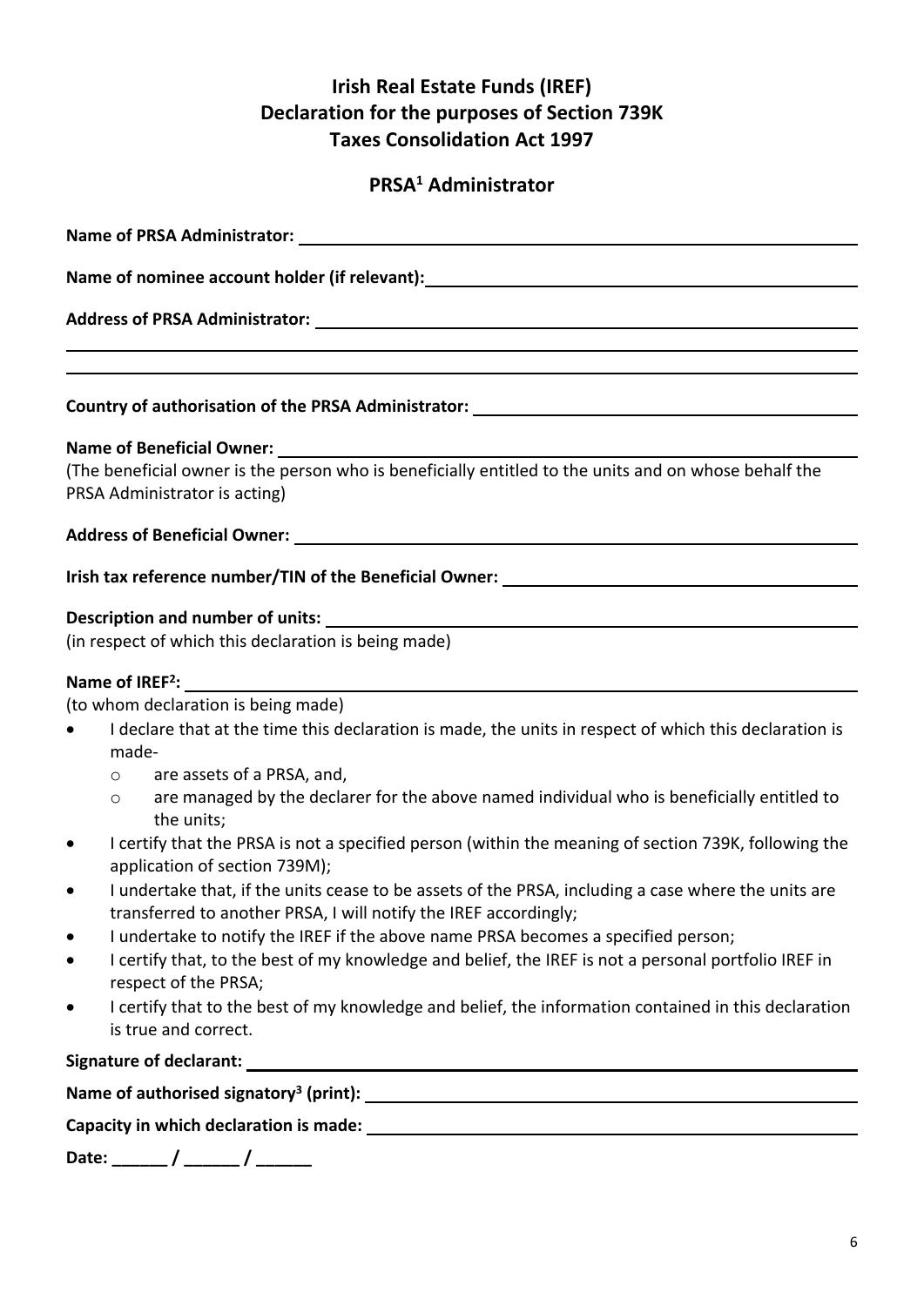# Irish Real Estate Funds (IREF)
# Declaration for the purposes of Section 739K
# Taxes Consolidation Act 1997

## PRSA[1] Administrator

**Name of PRSA Administrator:** ____________________________________________

**Name of nominee account holder (if relevant):** ____________________________________________

**Address of PRSA Administrator:** ____________________________________________

____________________________________________

____________________________________________

**Country of authorisation of the PRSA Administrator:** ____________________________________________

**Name of Beneficial Owner:** ____________________________________________

(The beneficial owner is the person who is beneficially entitled to the units and on whose behalf the PRSA Administrator is acting)

**Address of Beneficial Owner:** ____________________________________________

**Irish tax reference number/TIN of the Beneficial Owner:** ____________________________________________

**Description and number of units:** ____________________________________________

(in respect of which this declaration is being made)

**Name of IREF[2]:** ____________________________________________

(to whom declaration is being made)

- I declare that at the time this declaration is made, the units in respect of which this declaration is made-
  - are assets of a PRSA, and,
  - are managed by the declarer for the above named individual who is beneficially entitled to the units;
- I certify that the PRSA is not a specified person (within the meaning of section 739K, following the application of section 739M);
- I undertake that, if the units cease to be assets of the PRSA, including a case where the units are transferred to another PRSA, I will notify the IREF accordingly;
- I undertake to notify the IREF if the above name PRSA becomes a specified person;
- I certify that, to the best of my knowledge and belief, the IREF is not a personal portfolio IREF in respect of the PRSA;
- I certify that to the best of my knowledge and belief, the information contained in this declaration is true and correct.

**Signature of declarant:** ____________________________________________

**Name of authorised signatory[3] (print):** ____________________________________________

**Capacity in which declaration is made:** ____________________________________________

**Date:** ______ / ______ / ______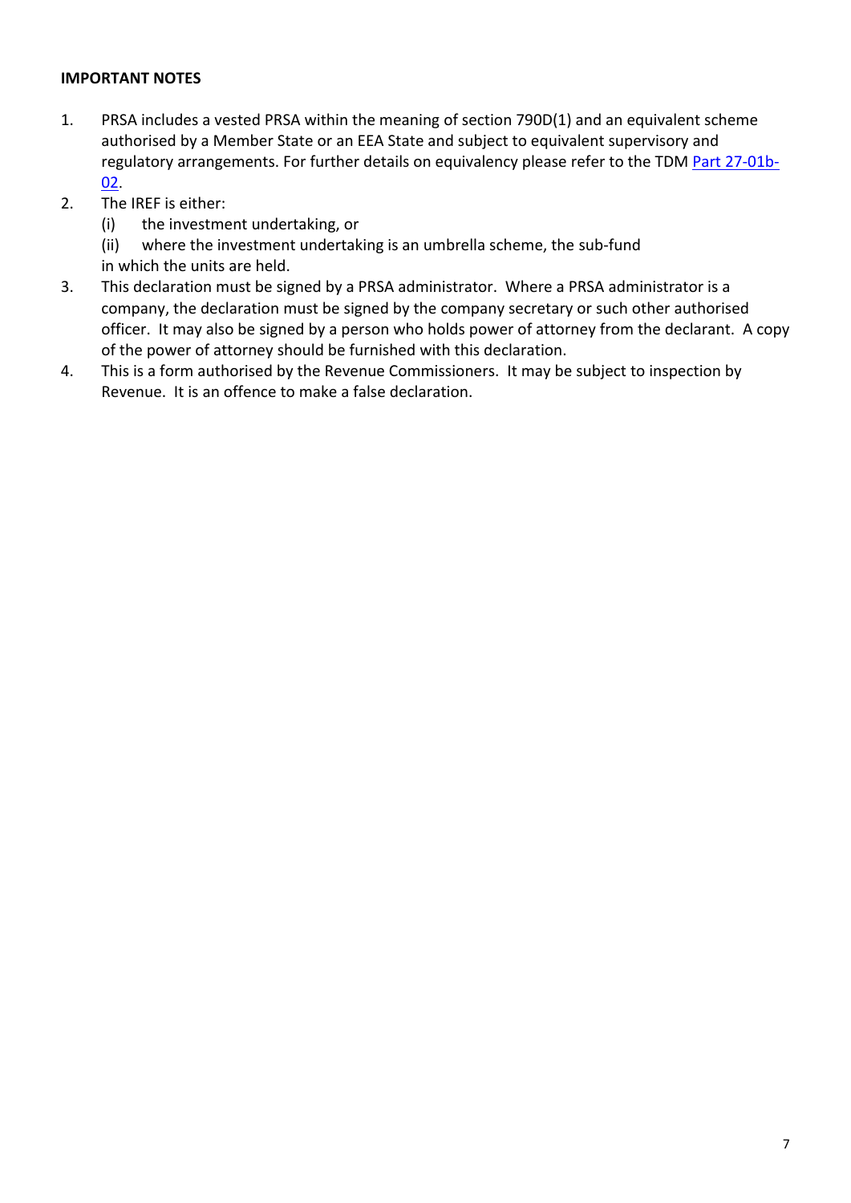**IMPORTANT NOTES**

1. PRSA includes a vested PRSA within the meaning of section 790D(1) and an equivalent scheme authorised by a Member State or an EEA State and subject to equivalent supervisory and regulatory arrangements. For further details on equivalency please refer to the TDM [Part 27-01b-02](Part 27-01b-02).
2. The IREF is either:
   (i) the investment undertaking, or
   (ii) where the investment undertaking is an umbrella scheme, the sub-fund
   in which the units are held.
3. This declaration must be signed by a PRSA administrator. Where a PRSA administrator is a company, the declaration must be signed by the company secretary or such other authorised officer. It may also be signed by a person who holds power of attorney from the declarant. A copy of the power of attorney should be furnished with this declaration.
4. This is a form authorised by the Revenue Commissioners. It may be subject to inspection by Revenue. It is an offence to make a false declaration.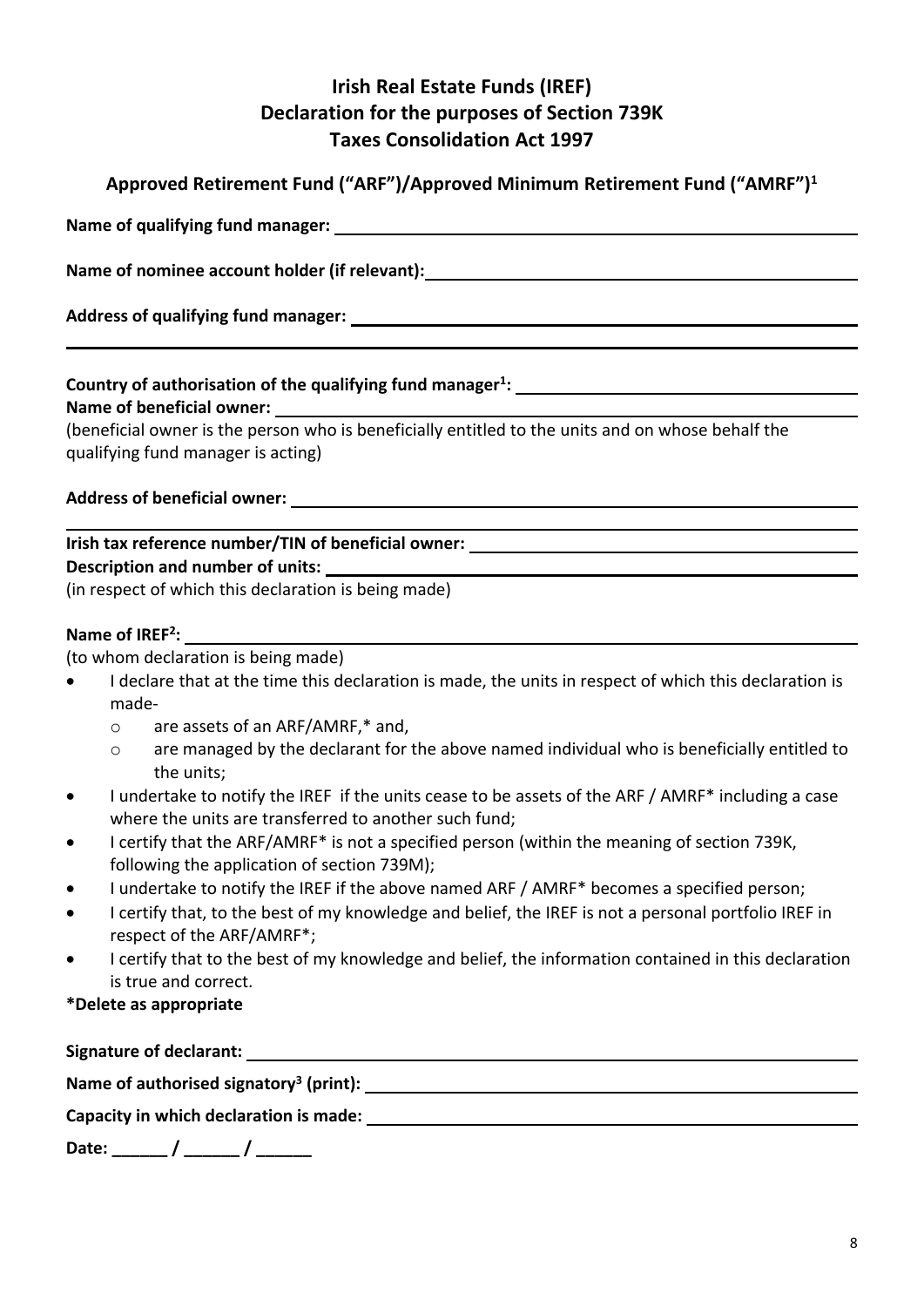# Irish Real Estate Funds (IREF) Declaration for the purposes of Section 739K Taxes Consolidation Act 1997

## Approved Retirement Fund ("ARF")/Approved Minimum Retirement Fund ("AMRF")[1]

**Name of qualifying fund manager:** ______________________________

**Name of nominee account holder (if relevant):** ______________________________

**Address of qualifying fund manager:** ______________________________

______________________________

**Country of authorisation of the qualifying fund manager[1]:** ______________________________

**Name of beneficial owner:** ______________________________

(beneficial owner is the person who is beneficially entitled to the units and on whose behalf the qualifying fund manager is acting)

**Address of beneficial owner:** ______________________________

______________________________

**Irish tax reference number/TIN of beneficial owner:** ______________________________

**Description and number of units:** ______________________________

(in respect of which this declaration is being made)

**Name of IREF[2]:** ______________________________

(to whom declaration is being made)

- I declare that at the time this declaration is made, the units in respect of which this declaration is made-
  - are assets of an ARF/AMRF,* and,
  - are managed by the declarant for the above named individual who is beneficially entitled to the units;
- I undertake to notify the IREF if the units cease to be assets of the ARF / AMRF* including a case where the units are transferred to another such fund;
- I certify that the ARF/AMRF* is not a specified person (within the meaning of section 739K, following the application of section 739M);
- I undertake to notify the IREF if the above named ARF / AMRF* becomes a specified person;
- I certify that, to the best of my knowledge and belief, the IREF is not a personal portfolio IREF in respect of the ARF/AMRF*;
- I certify that to the best of my knowledge and belief, the information contained in this declaration is true and correct.

**\*Delete as appropriate**

**Signature of declarant:** ______________________________

**Name of authorised signatory[3] (print):** ______________________________

**Capacity in which declaration is made:** ______________________________

**Date: ______ / ______ / ______**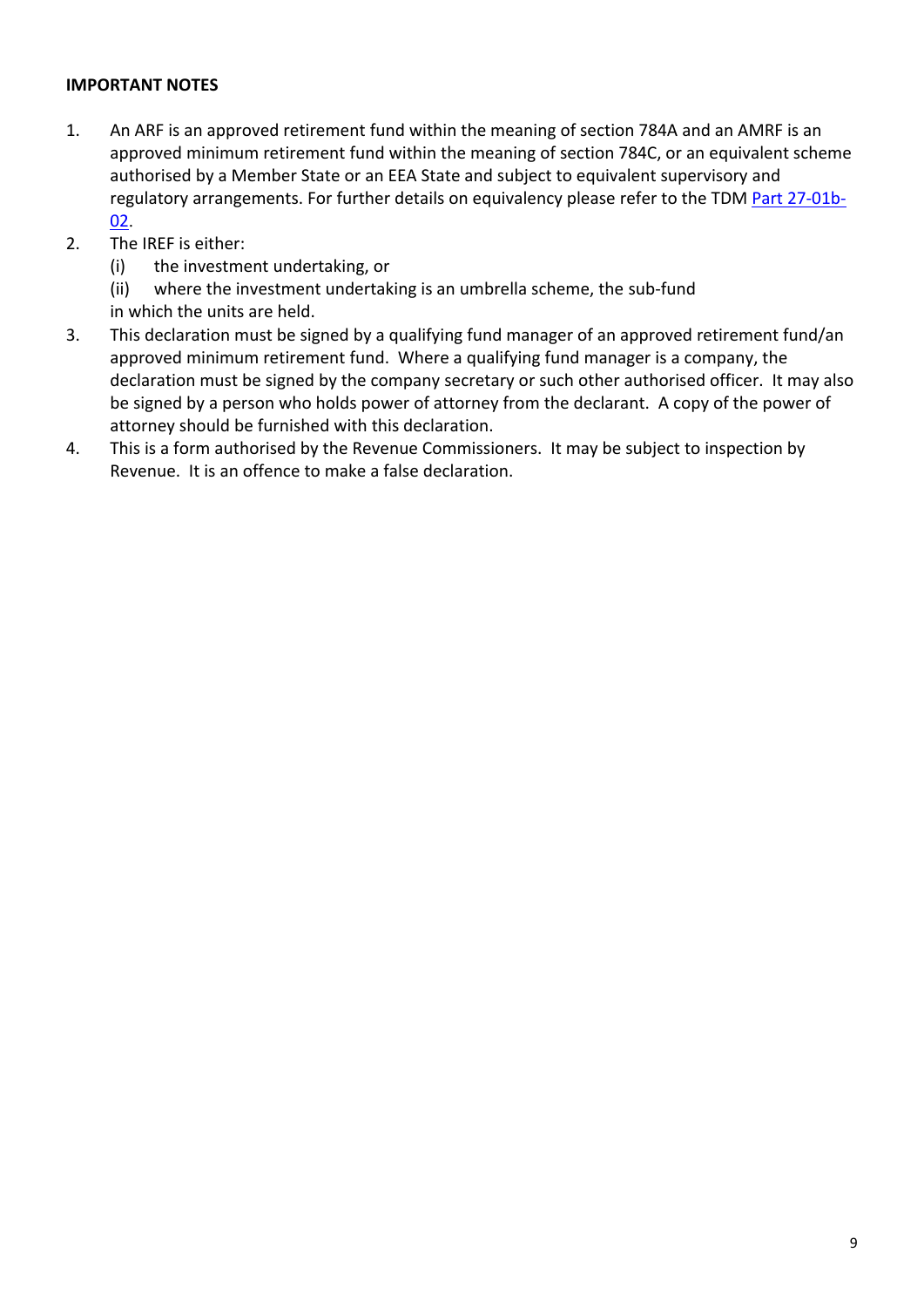**IMPORTANT NOTES**

1. An ARF is an approved retirement fund within the meaning of section 784A and an AMRF is an approved minimum retirement fund within the meaning of section 784C, or an equivalent scheme authorised by a Member State or an EEA State and subject to equivalent supervisory and regulatory arrangements. For further details on equivalency please refer to the TDM Part 27-01b-02.
2. The IREF is either:
   (i) the investment undertaking, or
   (ii) where the investment undertaking is an umbrella scheme, the sub-fund
   in which the units are held.
3. This declaration must be signed by a qualifying fund manager of an approved retirement fund/an approved minimum retirement fund. Where a qualifying fund manager is a company, the declaration must be signed by the company secretary or such other authorised officer. It may also be signed by a person who holds power of attorney from the declarant. A copy of the power of attorney should be furnished with this declaration.
4. This is a form authorised by the Revenue Commissioners. It may be subject to inspection by Revenue. It is an offence to make a false declaration.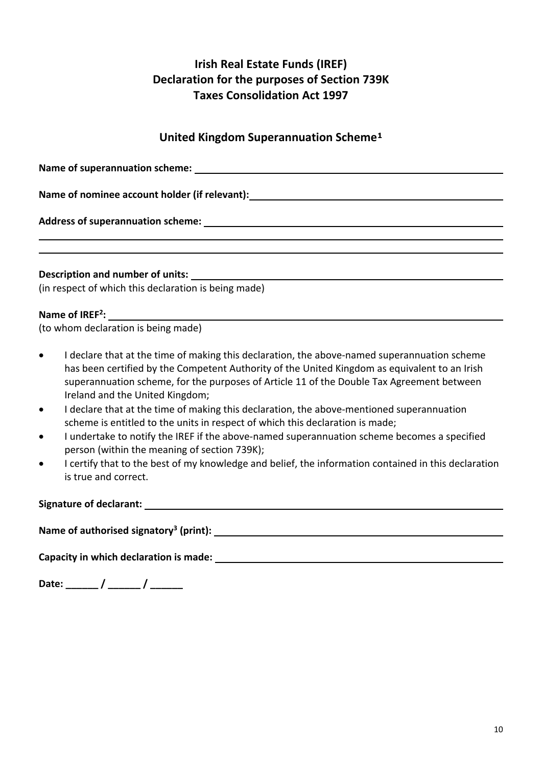# Irish Real Estate Funds (IREF)
# Declaration for the purposes of Section 739K
# Taxes Consolidation Act 1997

## United Kingdom Superannuation Scheme[1]

**Name of superannuation scheme:** ______________________________

**Name of nominee account holder (if relevant):** ______________________________

**Address of superannuation scheme:** ______________________________

______________________________

______________________________

**Description and number of units:** ______________________________
(in respect of which this declaration is being made)

**Name of IREF[2]:** ______________________________
(to whom declaration is being made)

- I declare that at the time of making this declaration, the above-named superannuation scheme has been certified by the Competent Authority of the United Kingdom as equivalent to an Irish superannuation scheme, for the purposes of Article 11 of the Double Tax Agreement between Ireland and the United Kingdom;
- I declare that at the time of making this declaration, the above-mentioned superannuation scheme is entitled to the units in respect of which this declaration is made;
- I undertake to notify the IREF if the above-named superannuation scheme becomes a specified person (within the meaning of section 739K);
- I certify that to the best of my knowledge and belief, the information contained in this declaration is true and correct.

**Signature of declarant:** ______________________________

**Name of authorised signatory[3] (print):** ______________________________

**Capacity in which declaration is made:** ______________________________

**Date:** ______ / ______ / ______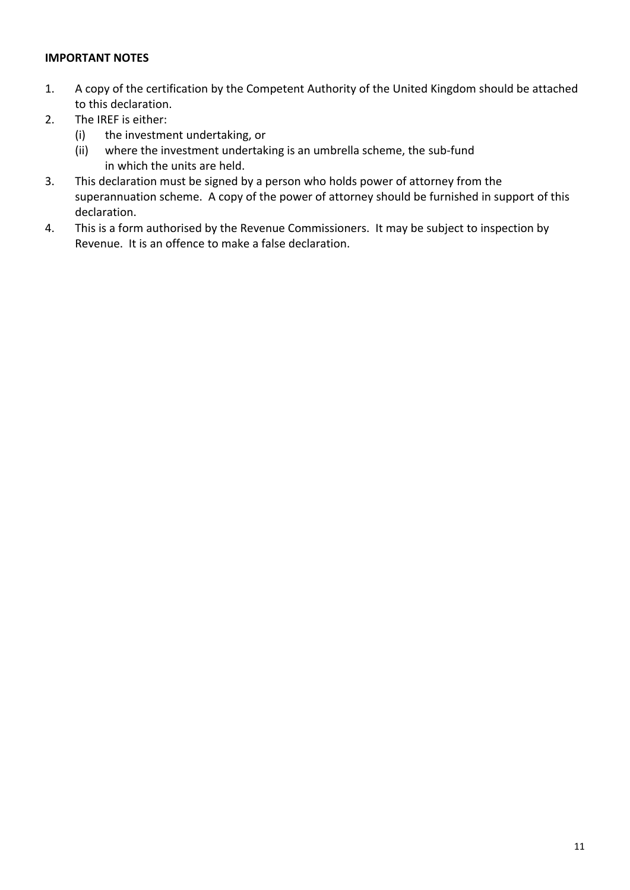**IMPORTANT NOTES**

1. A copy of the certification by the Competent Authority of the United Kingdom should be attached to this declaration.
2. The IREF is either:
   (i) the investment undertaking, or
   (ii) where the investment undertaking is an umbrella scheme, the sub-fund in which the units are held.
3. This declaration must be signed by a person who holds power of attorney from the superannuation scheme. A copy of the power of attorney should be furnished in support of this declaration.
4. This is a form authorised by the Revenue Commissioners. It may be subject to inspection by Revenue. It is an offence to make a false declaration.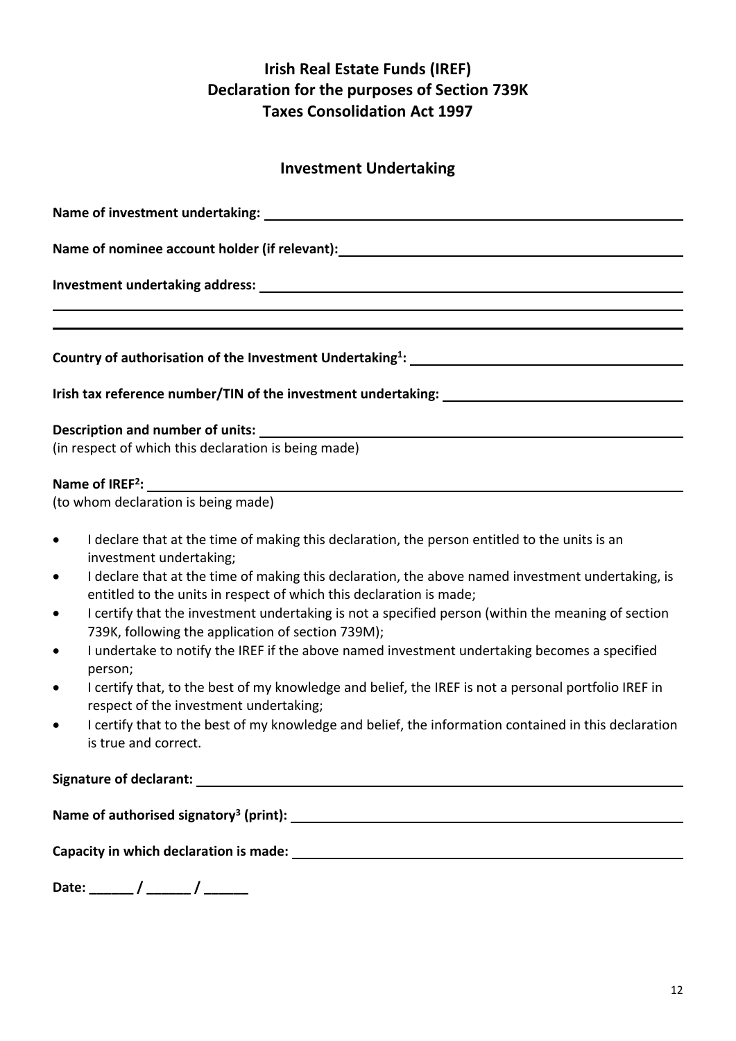# Irish Real Estate Funds (IREF) Declaration for the purposes of Section 739K Taxes Consolidation Act 1997

## Investment Undertaking

**Name of investment undertaking:** ______________________________

**Name of nominee account holder (if relevant):** ______________________________

**Investment undertaking address:** ______________________________

______________________________

______________________________

**Country of authorisation of the Investment Undertaking[1]:** ______________________________

**Irish tax reference number/TIN of the investment undertaking:** ______________________________

**Description and number of units:** ______________________________
(in respect of which this declaration is being made)

**Name of IREF[2]:** ______________________________
(to whom declaration is being made)

- I declare that at the time of making this declaration, the person entitled to the units is an investment undertaking;
- I declare that at the time of making this declaration, the above named investment undertaking, is entitled to the units in respect of which this declaration is made;
- I certify that the investment undertaking is not a specified person (within the meaning of section 739K, following the application of section 739M);
- I undertake to notify the IREF if the above named investment undertaking becomes a specified person;
- I certify that, to the best of my knowledge and belief, the IREF is not a personal portfolio IREF in respect of the investment undertaking;
- I certify that to the best of my knowledge and belief, the information contained in this declaration is true and correct.

**Signature of declarant:** ______________________________

**Name of authorised signatory[3] (print):** ______________________________

**Capacity in which declaration is made:** ______________________________

**Date:** ______ / ______ / ______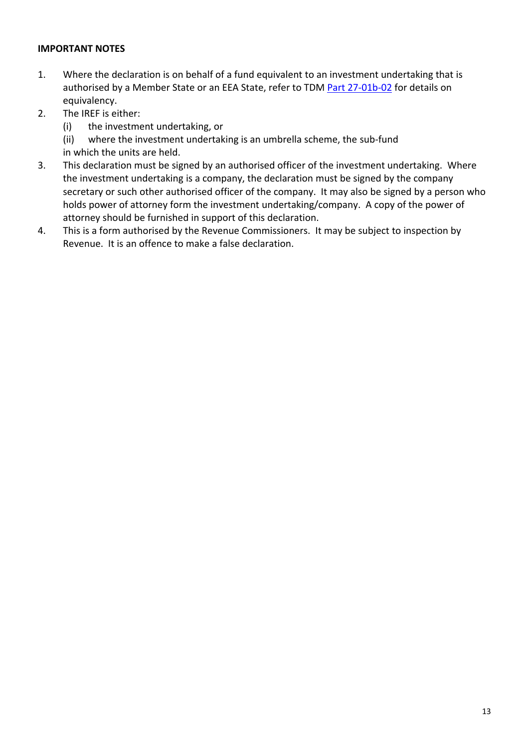**IMPORTANT NOTES**

1. Where the declaration is on behalf of a fund equivalent to an investment undertaking that is authorised by a Member State or an EEA State, refer to TDM Part 27-01b-02 for details on equivalency.
2. The IREF is either:
   (i) the investment undertaking, or
   (ii) where the investment undertaking is an umbrella scheme, the sub-fund
   in which the units are held.
3. This declaration must be signed by an authorised officer of the investment undertaking. Where the investment undertaking is a company, the declaration must be signed by the company secretary or such other authorised officer of the company. It may also be signed by a person who holds power of attorney form the investment undertaking/company. A copy of the power of attorney should be furnished in support of this declaration.
4. This is a form authorised by the Revenue Commissioners. It may be subject to inspection by Revenue. It is an offence to make a false declaration.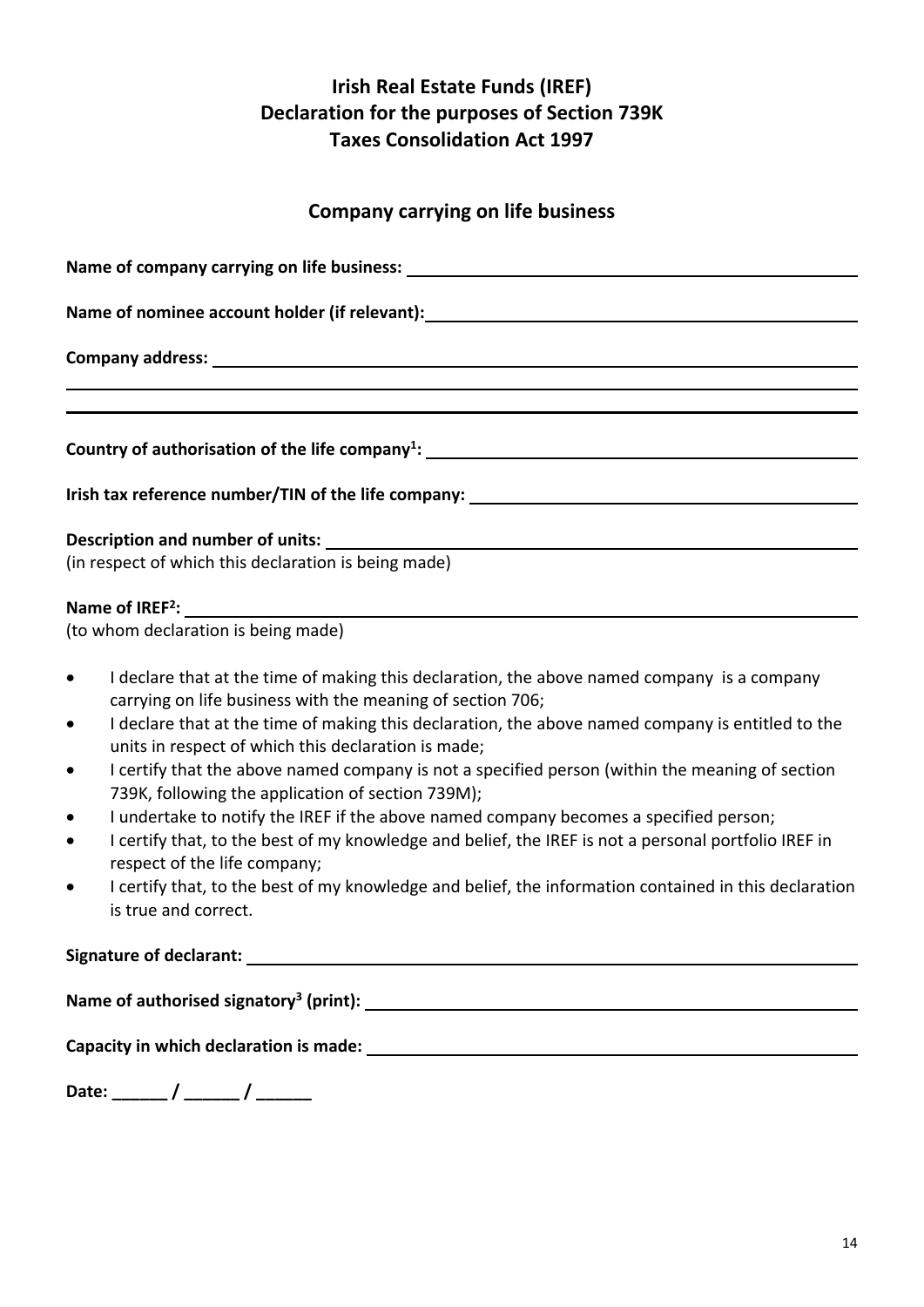# Irish Real Estate Funds (IREF)
# Declaration for the purposes of Section 739K
# Taxes Consolidation Act 1997

## Company carrying on life business

**Name of company carrying on life business:** ______________________________

**Name of nominee account holder (if relevant):** ______________________________

**Company address:** ______________________________

______________________________

______________________________

**Country of authorisation of the life company[1]:** ______________________________

**Irish tax reference number/TIN of the life company:** ______________________________

**Description and number of units:** ______________________________
(in respect of which this declaration is being made)

**Name of IREF[2]:** ______________________________
(to whom declaration is being made)

- I declare that at the time of making this declaration, the above named company is a company carrying on life business with the meaning of section 706;
- I declare that at the time of making this declaration, the above named company is entitled to the units in respect of which this declaration is made;
- I certify that the above named company is not a specified person (within the meaning of section 739K, following the application of section 739M);
- I undertake to notify the IREF if the above named company becomes a specified person;
- I certify that, to the best of my knowledge and belief, the IREF is not a personal portfolio IREF in respect of the life company;
- I certify that, to the best of my knowledge and belief, the information contained in this declaration is true and correct.

**Signature of declarant:** ______________________________

**Name of authorised signatory[3] (print):** ______________________________

**Capacity in which declaration is made:** ______________________________

**Date:** ______ / ______ / ______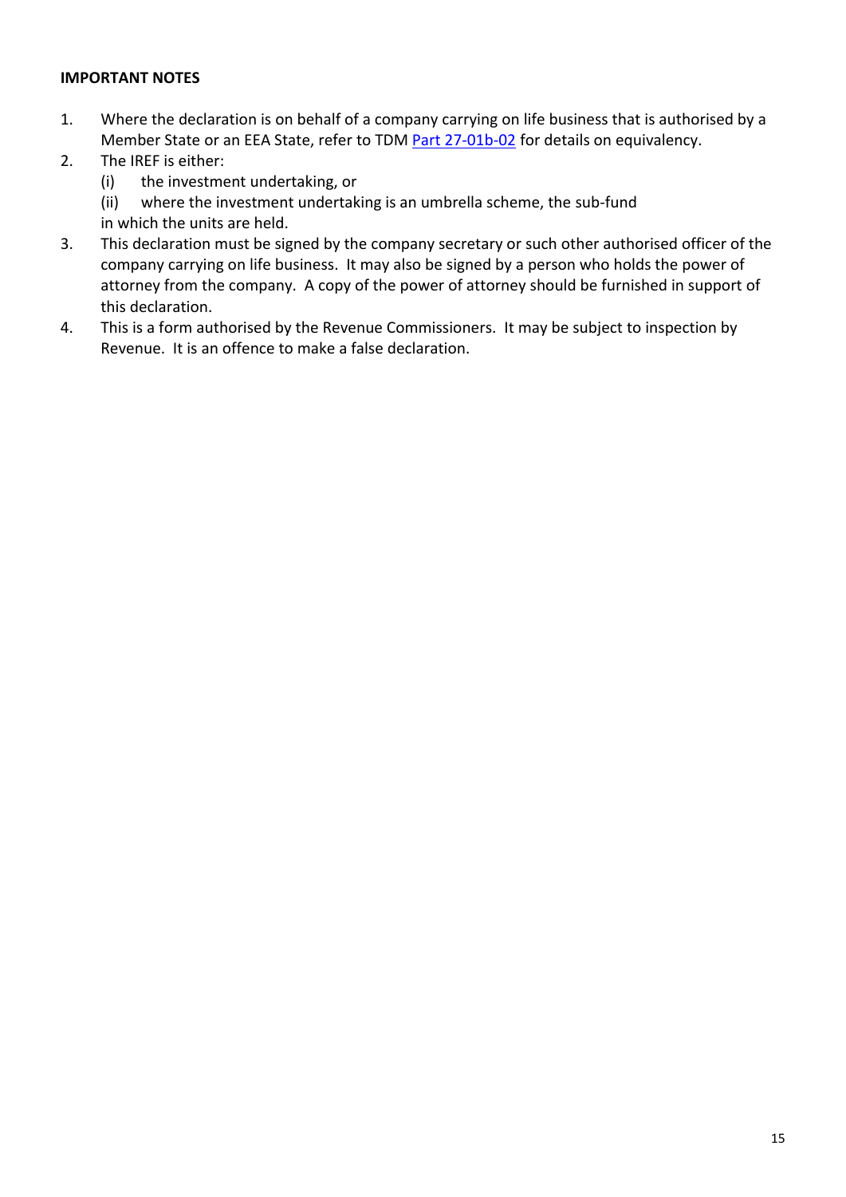**IMPORTANT NOTES**

1. Where the declaration is on behalf of a company carrying on life business that is authorised by a Member State or an EEA State, refer to TDM [Part 27-01b-02] for details on equivalency.
2. The IREF is either:
   (i) the investment undertaking, or
   (ii) where the investment undertaking is an umbrella scheme, the sub-fund in which the units are held.
3. This declaration must be signed by the company secretary or such other authorised officer of the company carrying on life business. It may also be signed by a person who holds the power of attorney from the company. A copy of the power of attorney should be furnished in support of this declaration.
4. This is a form authorised by the Revenue Commissioners. It may be subject to inspection by Revenue. It is an offence to make a false declaration.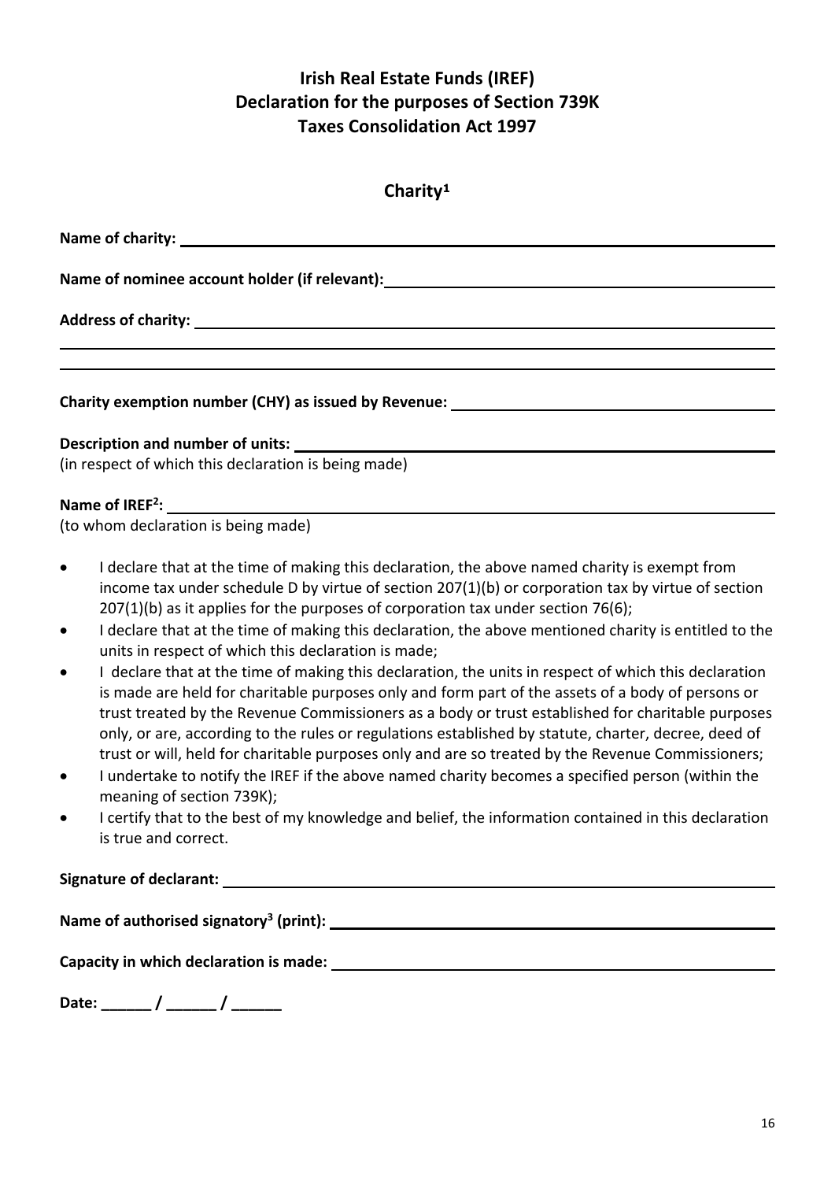# Irish Real Estate Funds (IREF)
# Declaration for the purposes of Section 739K
# Taxes Consolidation Act 1997

## Charity[1]

**Name of charity:** ______________________________________________

**Name of nominee account holder (if relevant):** ______________________________

**Address of charity:** ______________________________________________

______________________________________________

______________________________________________

**Charity exemption number (CHY) as issued by Revenue:** ______________________

**Description and number of units:** ______________________________________________
(in respect of which this declaration is being made)

**Name of IREF[2]:** ______________________________________________
(to whom declaration is being made)

- I declare that at the time of making this declaration, the above named charity is exempt from income tax under schedule D by virtue of section 207(1)(b) or corporation tax by virtue of section 207(1)(b) as it applies for the purposes of corporation tax under section 76(6);
- I declare that at the time of making this declaration, the above mentioned charity is entitled to the units in respect of which this declaration is made;
- I declare that at the time of making this declaration, the units in respect of which this declaration is made are held for charitable purposes only and form part of the assets of a body of persons or trust treated by the Revenue Commissioners as a body or trust established for charitable purposes only, or are, according to the rules or regulations established by statute, charter, decree, deed of trust or will, held for charitable purposes only and are so treated by the Revenue Commissioners;
- I undertake to notify the IREF if the above named charity becomes a specified person (within the meaning of section 739K);
- I certify that to the best of my knowledge and belief, the information contained in this declaration is true and correct.

**Signature of declarant:** ______________________________________________

**Name of authorised signatory[3] (print):** ______________________________________________

**Capacity in which declaration is made:** ______________________________________________

**Date:** ______ / ______ / ______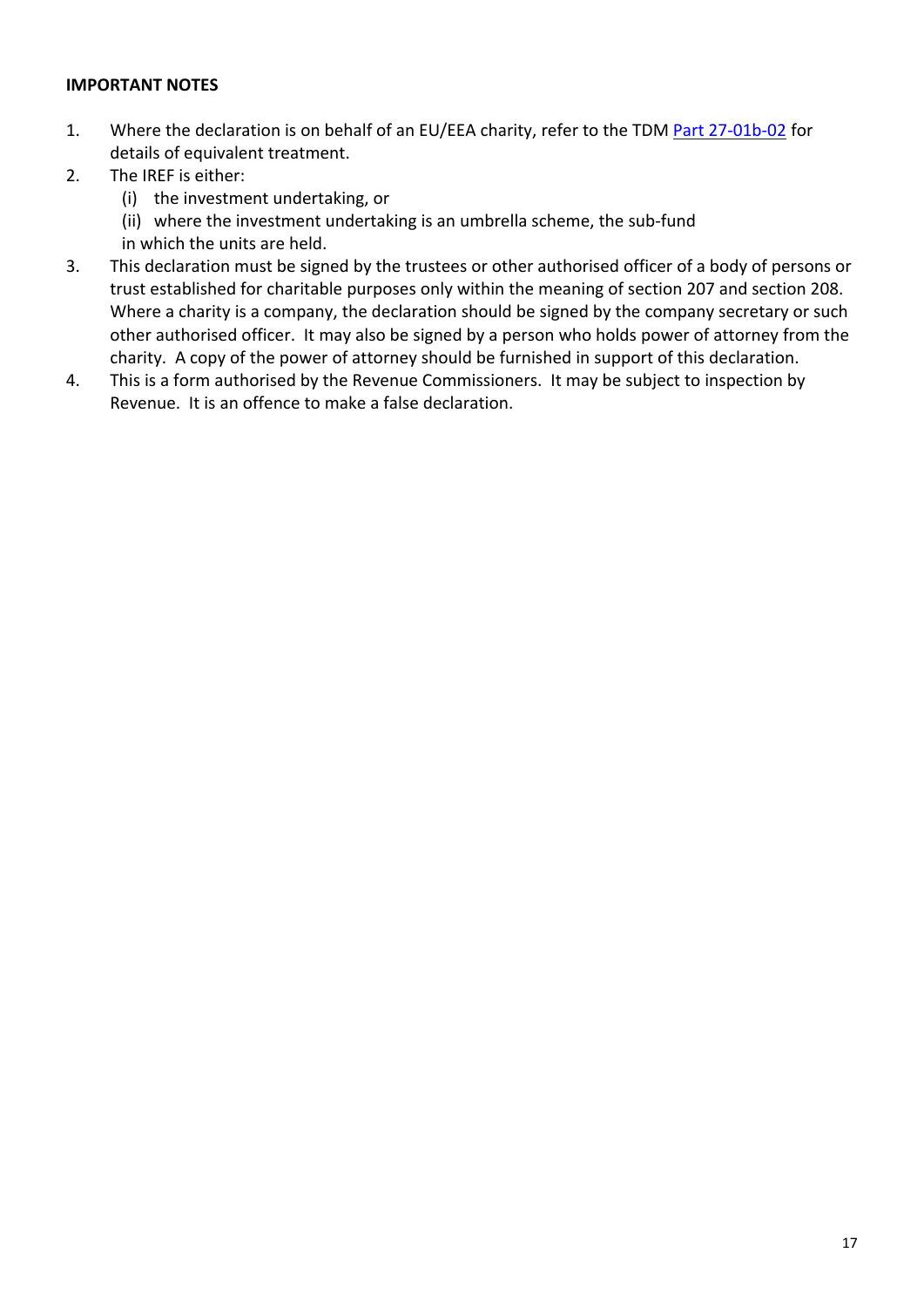**IMPORTANT NOTES**

1. Where the declaration is on behalf of an EU/EEA charity, refer to the TDM [Part 27-01b-02]() for details of equivalent treatment.
2. The IREF is either:
   (i) the investment undertaking, or
   (ii) where the investment undertaking is an umbrella scheme, the sub-fund in which the units are held.
3. This declaration must be signed by the trustees or other authorised officer of a body of persons or trust established for charitable purposes only within the meaning of section 207 and section 208. Where a charity is a company, the declaration should be signed by the company secretary or such other authorised officer. It may also be signed by a person who holds power of attorney from the charity. A copy of the power of attorney should be furnished in support of this declaration.
4. This is a form authorised by the Revenue Commissioners. It may be subject to inspection by Revenue. It is an offence to make a false declaration.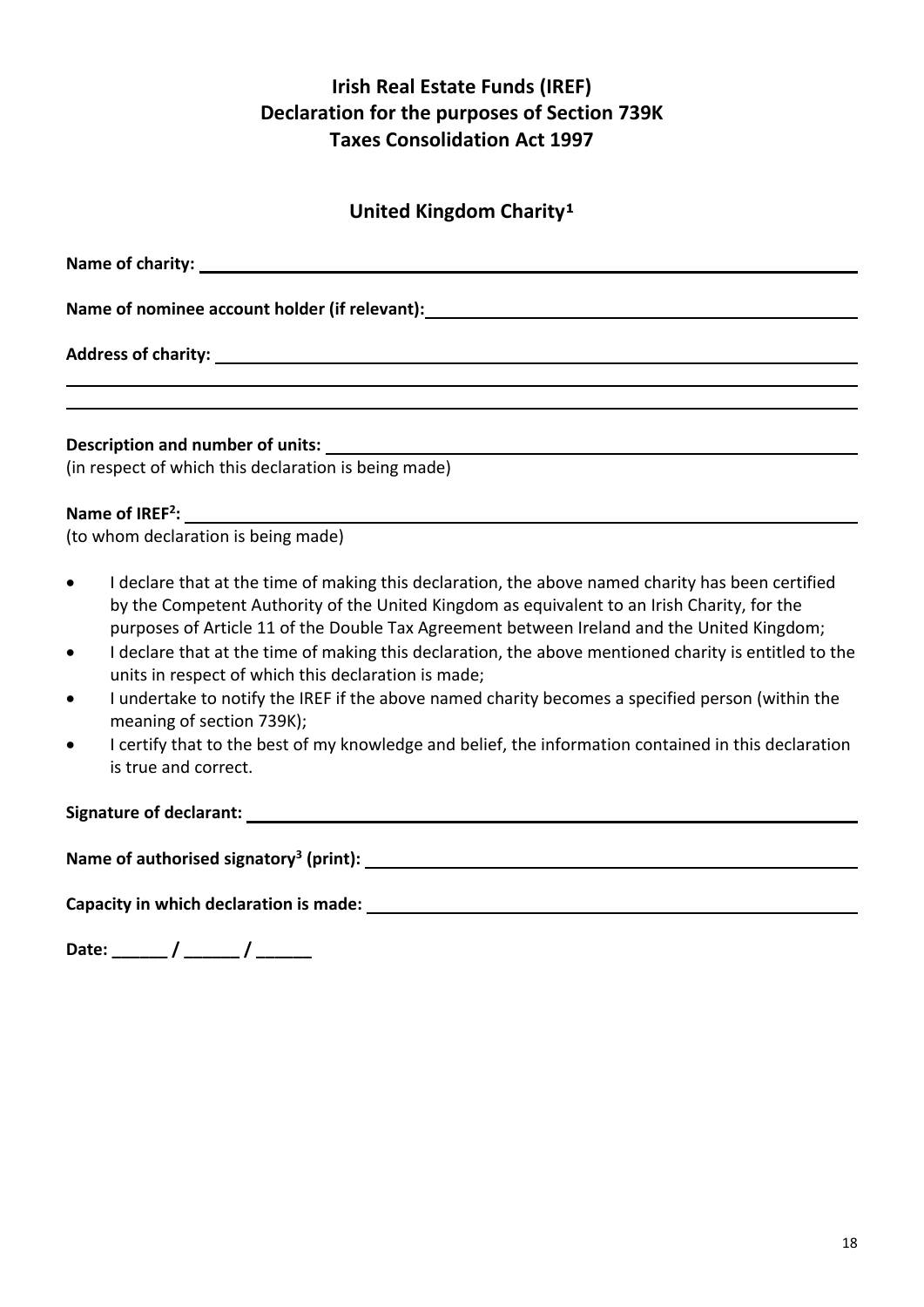## Irish Real Estate Funds (IREF)
## Declaration for the purposes of Section 739K
## Taxes Consolidation Act 1997

### United Kingdom Charity[1]

**Name of charity:** ______________________________

**Name of nominee account holder (if relevant):** ______________________________

**Address of charity:** ______________________________

______________________________

______________________________

**Description and number of units:** ______________________________
(in respect of which this declaration is being made)

**Name of IREF[2]:** ______________________________
(to whom declaration is being made)

- I declare that at the time of making this declaration, the above named charity has been certified by the Competent Authority of the United Kingdom as equivalent to an Irish Charity, for the purposes of Article 11 of the Double Tax Agreement between Ireland and the United Kingdom;
- I declare that at the time of making this declaration, the above mentioned charity is entitled to the units in respect of which this declaration is made;
- I undertake to notify the IREF if the above named charity becomes a specified person (within the meaning of section 739K);
- I certify that to the best of my knowledge and belief, the information contained in this declaration is true and correct.

**Signature of declarant:** ______________________________

**Name of authorised signatory[3] (print):** ______________________________

**Capacity in which declaration is made:** ______________________________

**Date: ______ / ______ / ______**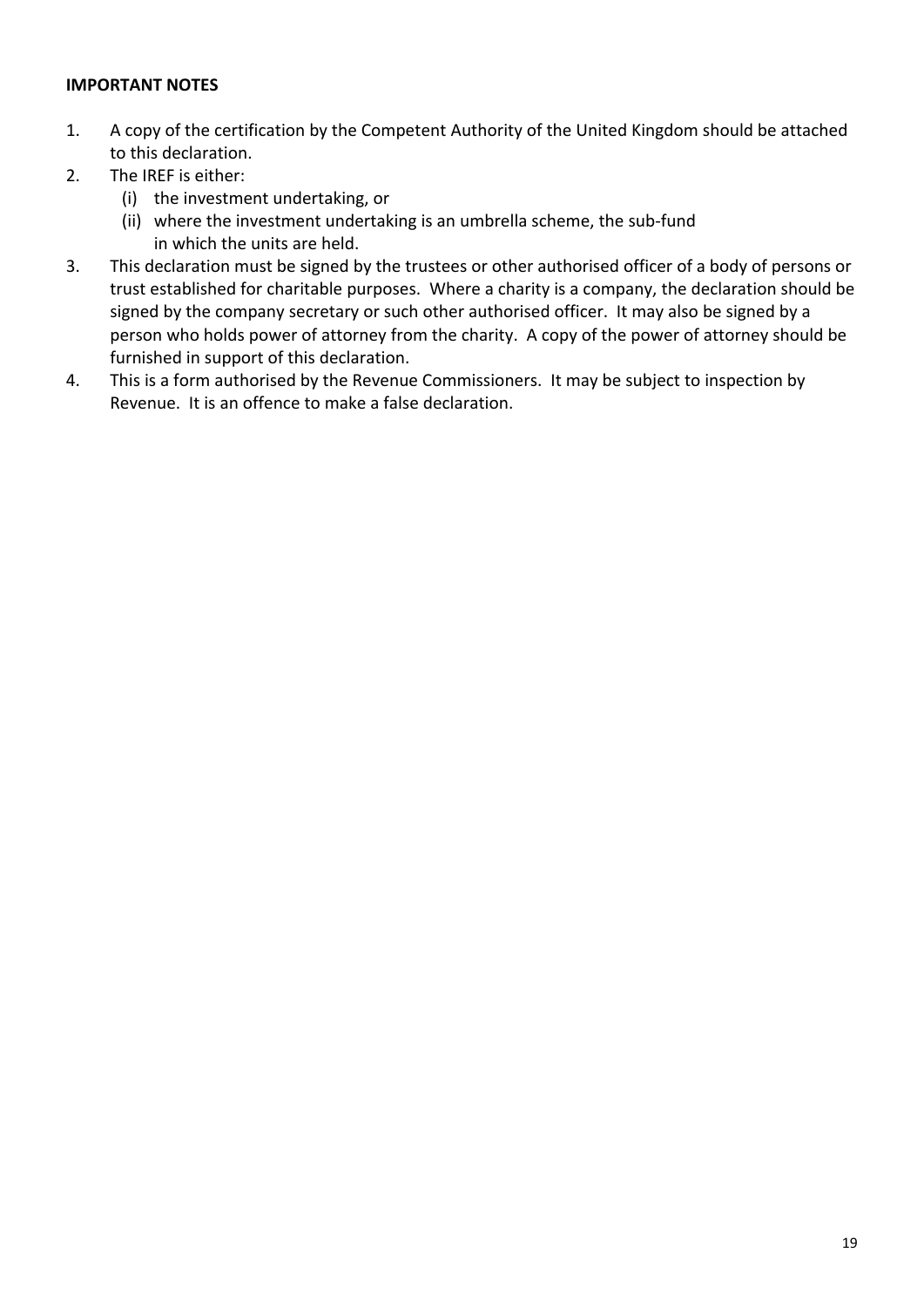**IMPORTANT NOTES**

1. A copy of the certification by the Competent Authority of the United Kingdom should be attached to this declaration.
2. The IREF is either:
   (i) the investment undertaking, or
   (ii) where the investment undertaking is an umbrella scheme, the sub-fund in which the units are held.
3. This declaration must be signed by the trustees or other authorised officer of a body of persons or trust established for charitable purposes. Where a charity is a company, the declaration should be signed by the company secretary or such other authorised officer. It may also be signed by a person who holds power of attorney from the charity. A copy of the power of attorney should be furnished in support of this declaration.
4. This is a form authorised by the Revenue Commissioners. It may be subject to inspection by Revenue. It is an offence to make a false declaration.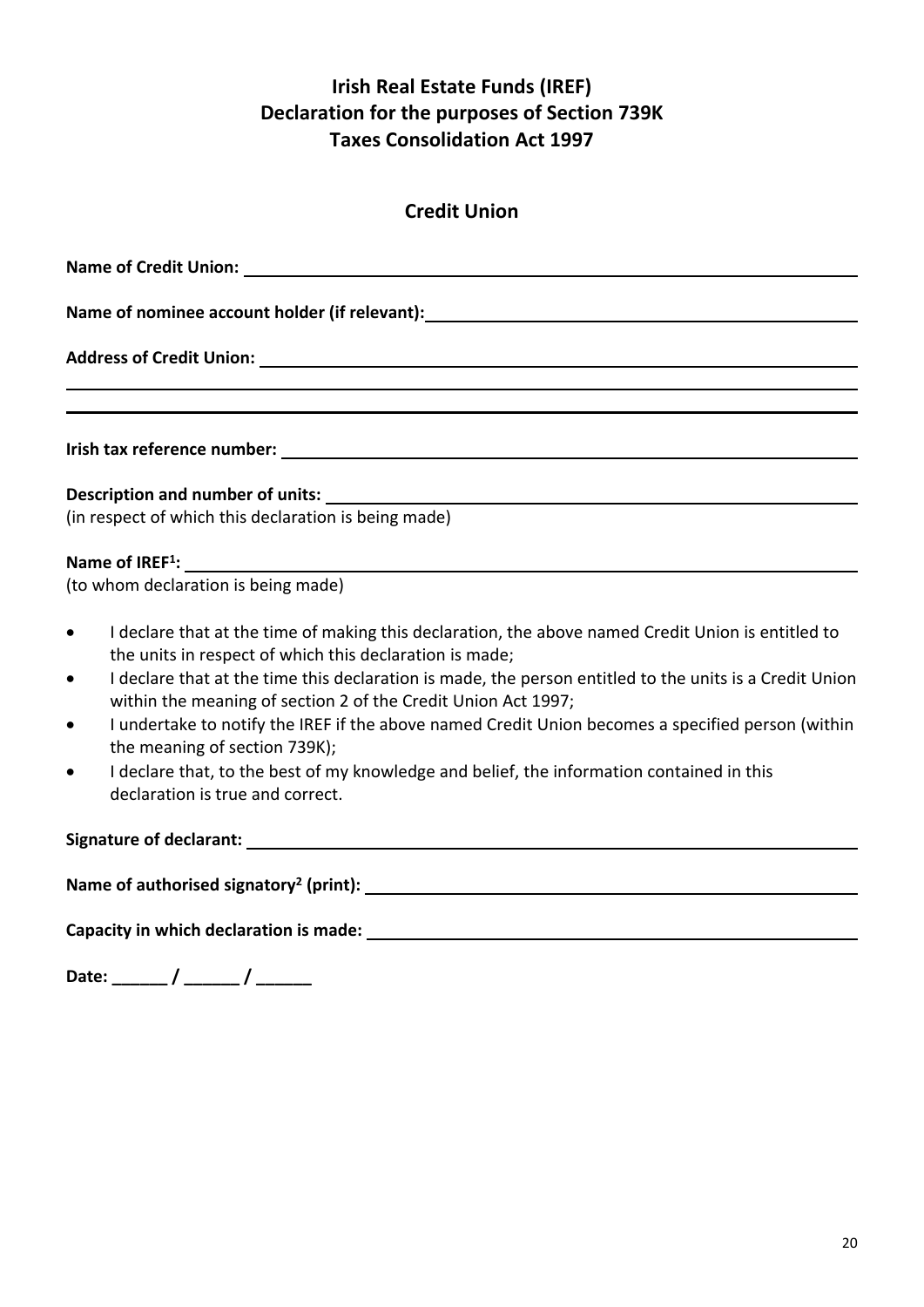# Irish Real Estate Funds (IREF)
# Declaration for the purposes of Section 739K
# Taxes Consolidation Act 1997

## Credit Union

**Name of Credit Union:** ____________________________________________

**Name of nominee account holder (if relevant):** ____________________________________________

**Address of Credit Union:** ____________________________________________

____________________________________________

____________________________________________

**Irish tax reference number:** ____________________________________________

**Description and number of units:** ____________________________________________
(in respect of which this declaration is being made)

**Name of IREF[1]:** ____________________________________________
(to whom declaration is being made)

- I declare that at the time of making this declaration, the above named Credit Union is entitled to the units in respect of which this declaration is made;
- I declare that at the time this declaration is made, the person entitled to the units is a Credit Union within the meaning of section 2 of the Credit Union Act 1997;
- I undertake to notify the IREF if the above named Credit Union becomes a specified person (within the meaning of section 739K);
- I declare that, to the best of my knowledge and belief, the information contained in this declaration is true and correct.

**Signature of declarant:** ____________________________________________

**Name of authorised signatory[2] (print):** ____________________________________________

**Capacity in which declaration is made:** ____________________________________________

**Date: ______ / ______ / ______**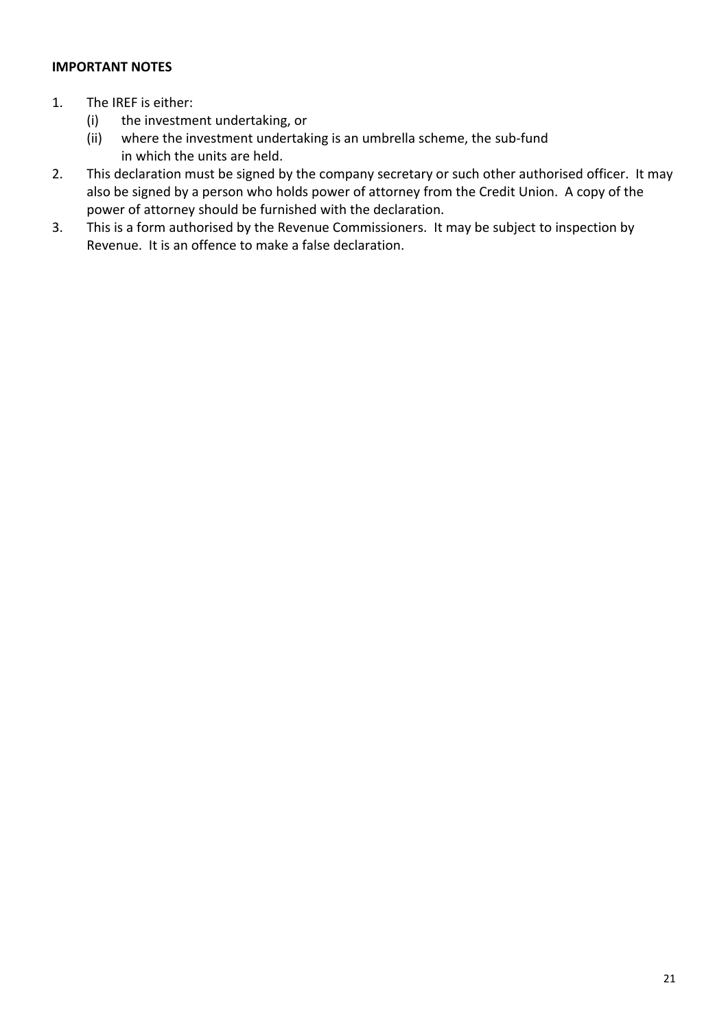**IMPORTANT NOTES**

1. The IREF is either:
   - (i) the investment undertaking, or
   - (ii) where the investment undertaking is an umbrella scheme, the sub-fund in which the units are held.
2. This declaration must be signed by the company secretary or such other authorised officer. It may also be signed by a person who holds power of attorney from the Credit Union. A copy of the power of attorney should be furnished with the declaration.
3. This is a form authorised by the Revenue Commissioners. It may be subject to inspection by Revenue. It is an offence to make a false declaration.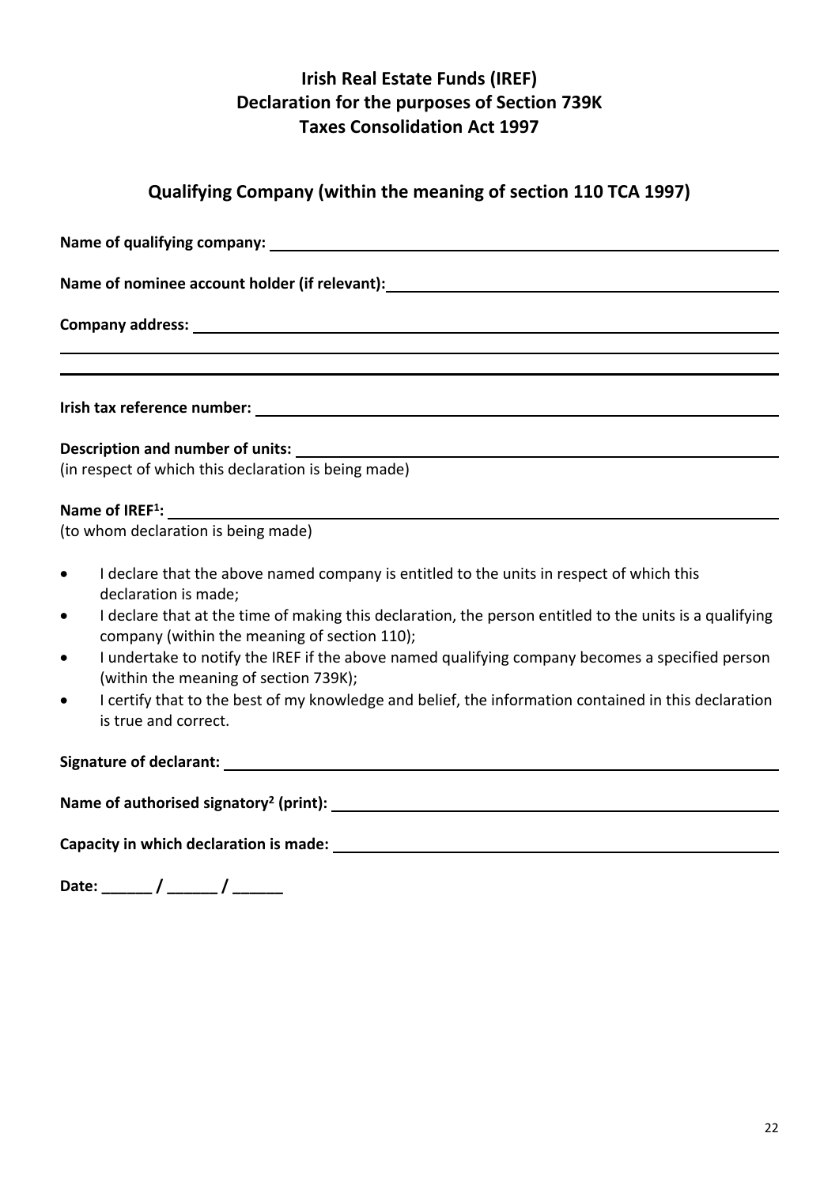# Irish Real Estate Funds (IREF)
# Declaration for the purposes of Section 739K
# Taxes Consolidation Act 1997

## Qualifying Company (within the meaning of section 110 TCA 1997)

**Name of qualifying company:** ______________________________________________

**Name of nominee account holder (if relevant):** ______________________________

**Company address:** ______________________________________________

______________________________________________

______________________________________________

**Irish tax reference number:** ______________________________________________

**Description and number of units:** ______________________________________________
(in respect of which this declaration is being made)

**Name of IREF[1]:** ______________________________________________
(to whom declaration is being made)

- I declare that the above named company is entitled to the units in respect of which this declaration is made;
- I declare that at the time of making this declaration, the person entitled to the units is a qualifying company (within the meaning of section 110);
- I undertake to notify the IREF if the above named qualifying company becomes a specified person (within the meaning of section 739K);
- I certify that to the best of my knowledge and belief, the information contained in this declaration is true and correct.

**Signature of declarant:** ______________________________________________

**Name of authorised signatory[2] (print):** ______________________________________________

**Capacity in which declaration is made:** ______________________________________________

**Date: ______ / ______ / ______**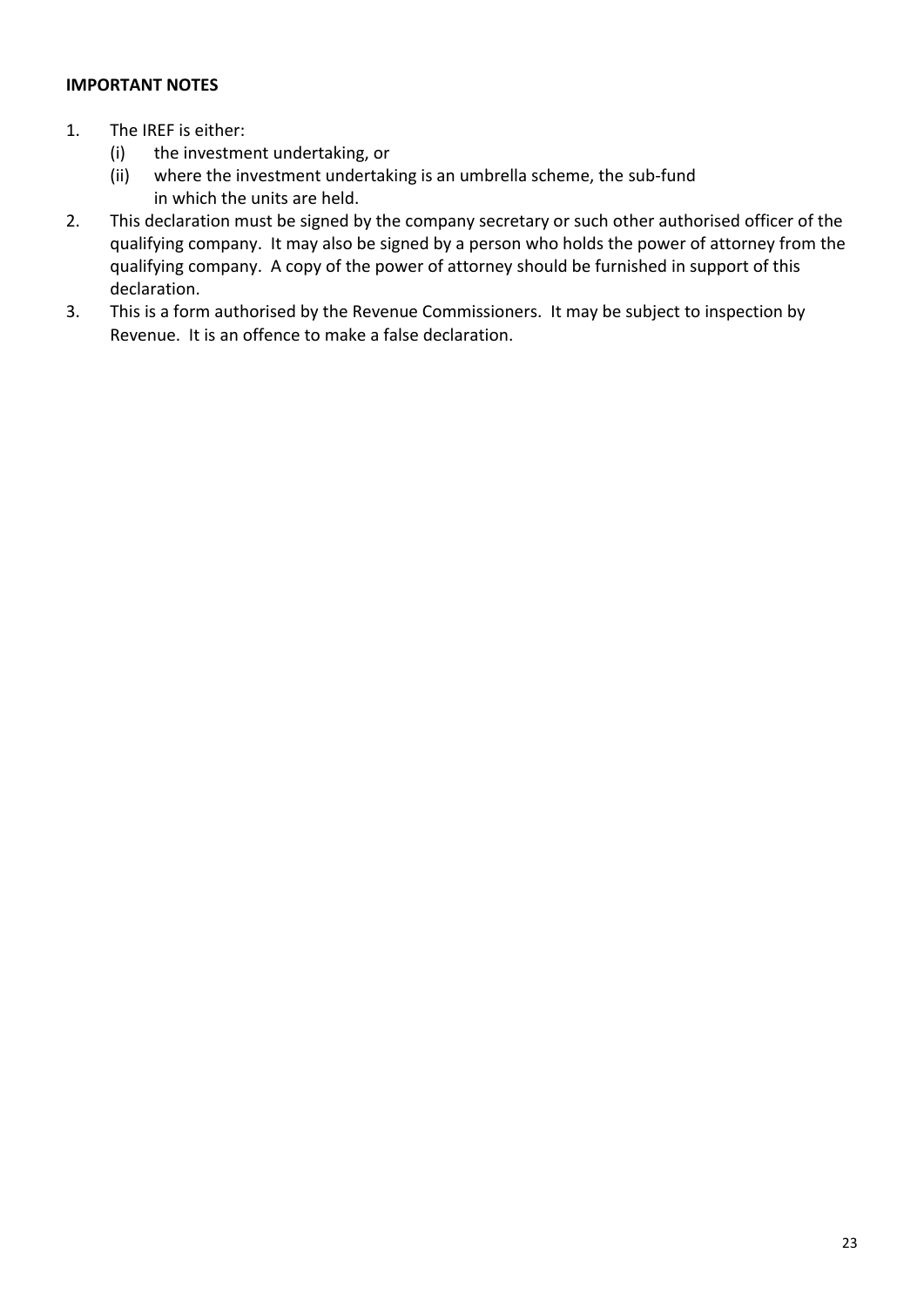**IMPORTANT NOTES**

1. The IREF is either:
   (i) the investment undertaking, or
   (ii) where the investment undertaking is an umbrella scheme, the sub-fund in which the units are held.
2. This declaration must be signed by the company secretary or such other authorised officer of the qualifying company. It may also be signed by a person who holds the power of attorney from the qualifying company. A copy of the power of attorney should be furnished in support of this declaration.
3. This is a form authorised by the Revenue Commissioners. It may be subject to inspection by Revenue. It is an offence to make a false declaration.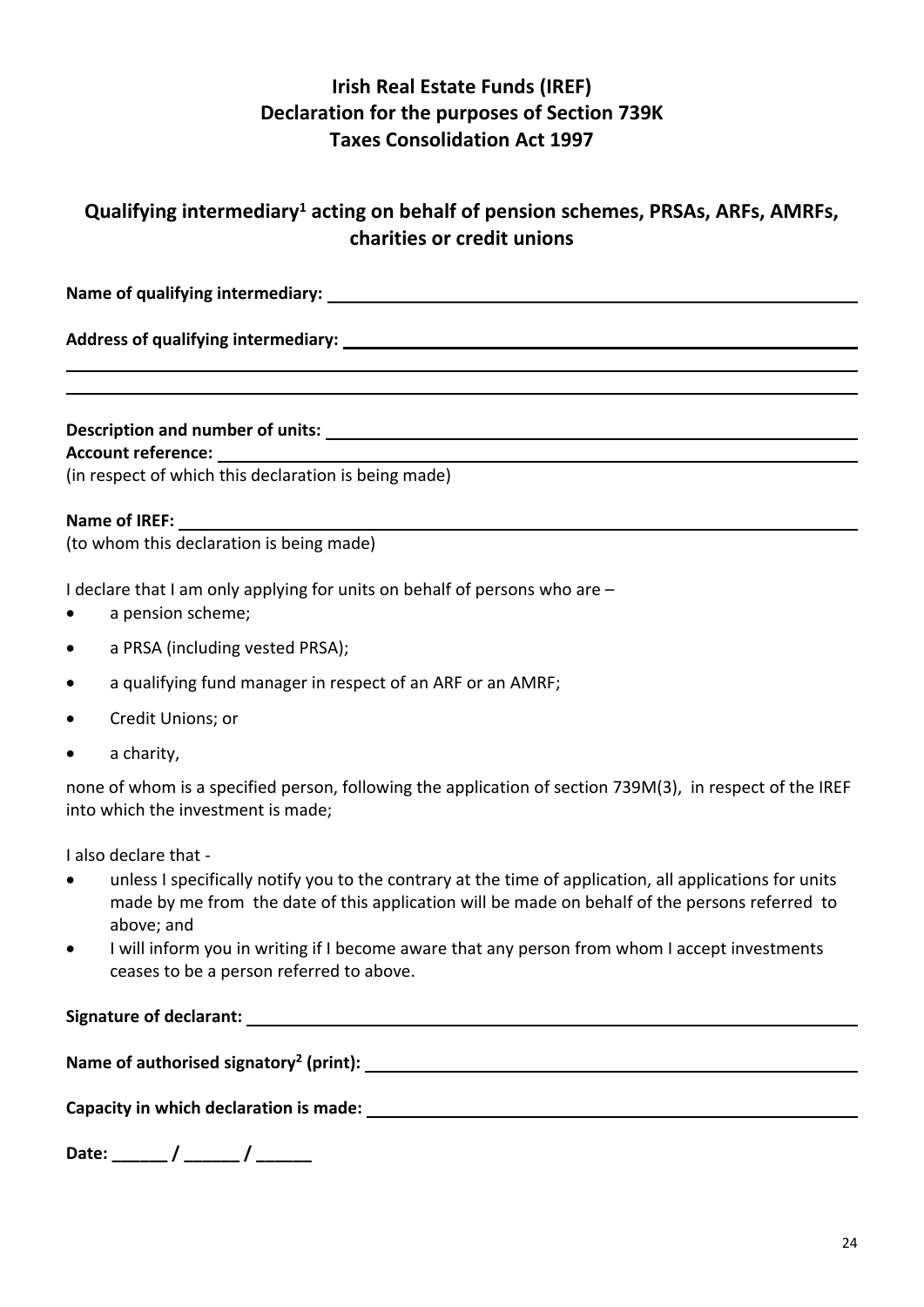# Irish Real Estate Funds (IREF)
# Declaration for the purposes of Section 739K
# Taxes Consolidation Act 1997

## Qualifying intermediary[1] acting on behalf of pension schemes, PRSAs, ARFs, AMRFs, charities or credit unions

**Name of qualifying intermediary:** ______________________________

**Address of qualifying intermediary:** ______________________________

______________________________

______________________________

**Description and number of units:** ______________________________

**Account reference:** ______________________________

(in respect of which this declaration is being made)

**Name of IREF:** ______________________________

(to whom this declaration is being made)

I declare that I am only applying for units on behalf of persons who are –

- a pension scheme;
- a PRSA (including vested PRSA);
- a qualifying fund manager in respect of an ARF or an AMRF;
- Credit Unions; or
- a charity,

none of whom is a specified person, following the application of section 739M(3), in respect of the IREF into which the investment is made;

I also declare that -

- unless I specifically notify you to the contrary at the time of application, all applications for units made by me from the date of this application will be made on behalf of the persons referred to above; and
- I will inform you in writing if I become aware that any person from whom I accept investments ceases to be a person referred to above.

**Signature of declarant:** ______________________________

**Name of authorised signatory[2] (print):** ______________________________

**Capacity in which declaration is made:** ______________________________

**Date: ______ / ______ / ______**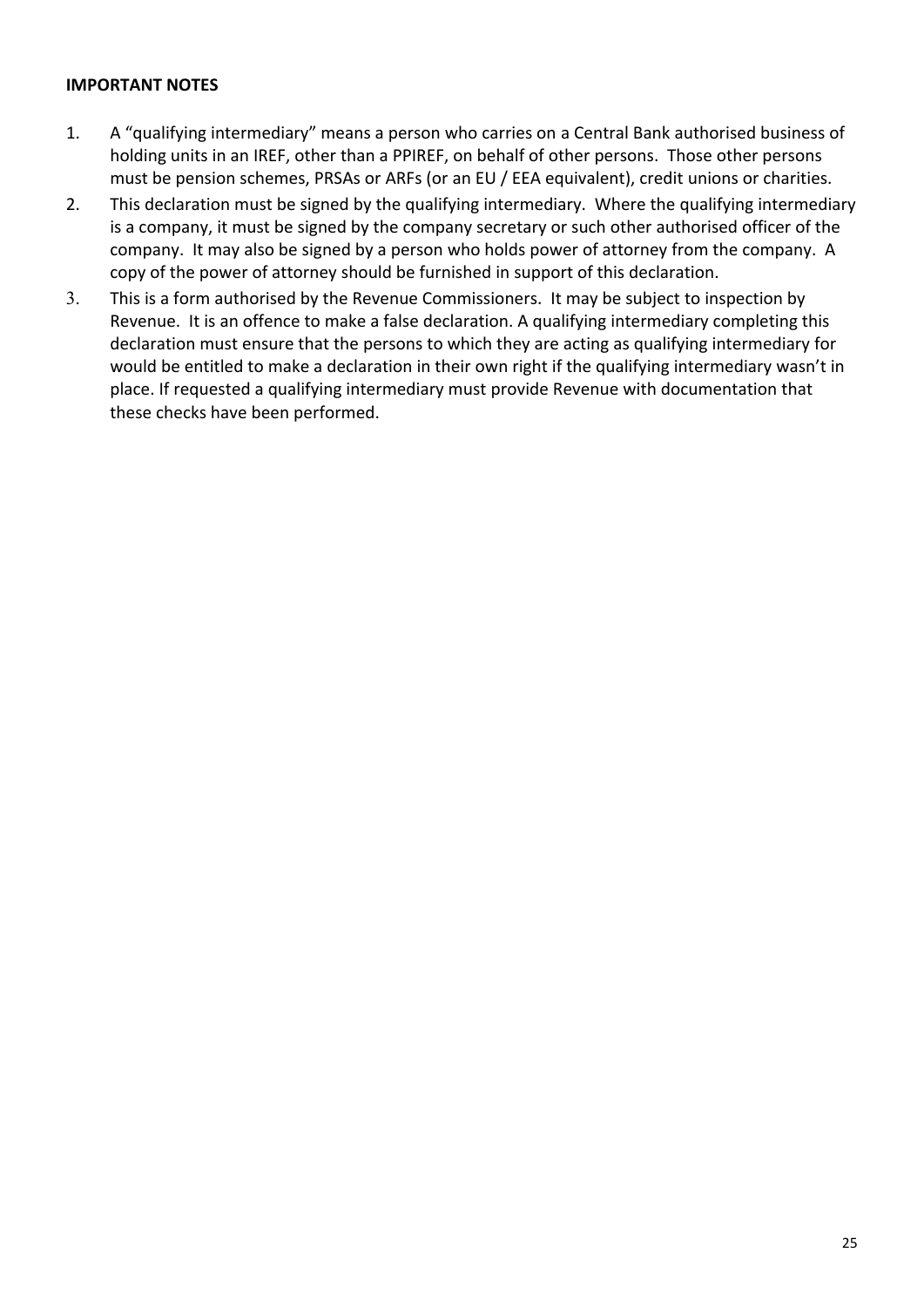**IMPORTANT NOTES**

1. A "qualifying intermediary" means a person who carries on a Central Bank authorised business of holding units in an IREF, other than a PPIREF, on behalf of other persons. Those other persons must be pension schemes, PRSAs or ARFs (or an EU / EEA equivalent), credit unions or charities.
2. This declaration must be signed by the qualifying intermediary. Where the qualifying intermediary is a company, it must be signed by the company secretary or such other authorised officer of the company. It may also be signed by a person who holds power of attorney from the company. A copy of the power of attorney should be furnished in support of this declaration.
3. This is a form authorised by the Revenue Commissioners. It may be subject to inspection by Revenue. It is an offence to make a false declaration. A qualifying intermediary completing this declaration must ensure that the persons to which they are acting as qualifying intermediary for would be entitled to make a declaration in their own right if the qualifying intermediary wasn't in place. If requested a qualifying intermediary must provide Revenue with documentation that these checks have been performed.